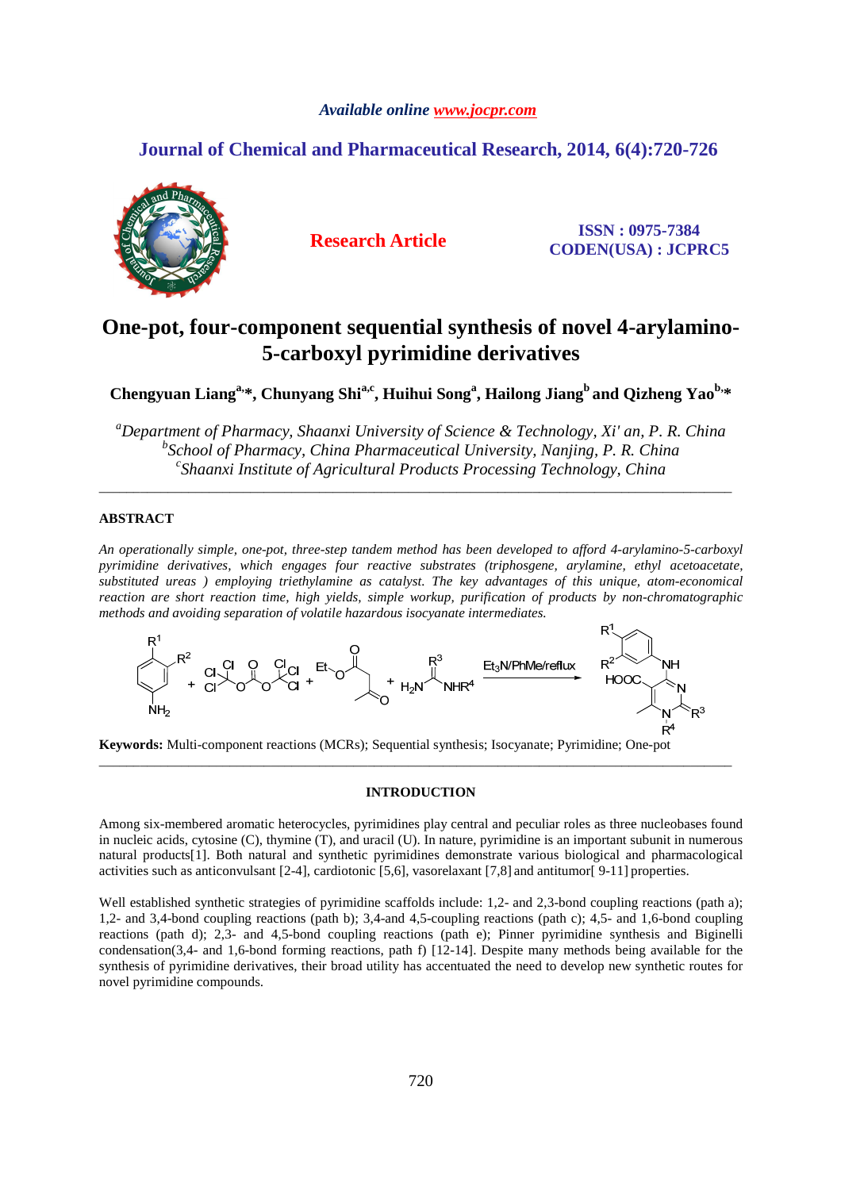# One-pot, four-component sequential synthesis of novel 4-arylamino-5-carboxyl pyrimidine derivatives

**Chengyuan Liang[a],*, Chunyang Shi[a,c], Huihui Song[a], Hailong Jiang[b] and Qizheng Yao[b],***

[a]*Department of Pharmacy, Shaanxi University of Science & Technology, Xi' an, P. R. China*
[b]*School of Pharmacy, China Pharmaceutical University, Nanjing, P. R. China*
[c]*Shaanxi Institute of Agricultural Products Processing Technology, China*

---

## ABSTRACT

*An operationally simple, one-pot, three-step tandem method has been developed to afford 4-arylamino-5-carboxyl pyrimidine derivatives, which engages four reactive substrates (triphosgene, arylamine, ethyl acetoacetate, substituted ureas ) employing triethylamine as catalyst. The key advantages of this unique, atom-economical reaction are short reaction time, high yields, simple workup, purification of products by non-chromatographic methods and avoiding separation of volatile hazardous isocyanate intermediates.*

$Et_3N$/PhMe/reflux

**Keywords:** Multi-component reactions (MCRs); Sequential synthesis; Isocyanate; Pyrimidine; One-pot

---

## INTRODUCTION

Among six-membered aromatic heterocycles, pyrimidines play central and peculiar roles as three nucleobases found in nucleic acids, cytosine (C), thymine (T), and uracil (U). In nature, pyrimidine is an important subunit in numerous natural products[1]. Both natural and synthetic pyrimidines demonstrate various biological and pharmacological activities such as anticonvulsant [2-4], cardiotonic [5,6], vasorelaxant [7,8] and antitumor[ 9-11] properties.

Well established synthetic strategies of pyrimidine scaffolds include: 1,2- and 2,3-bond coupling reactions (path a); 1,2- and 3,4-bond coupling reactions (path b); 3,4-and 4,5-coupling reactions (path c); 4,5- and 1,6-bond coupling reactions (path d); 2,3- and 4,5-bond coupling reactions (path e); Pinner pyrimidine synthesis and Biginelli condensation(3,4- and 1,6-bond forming reactions, path f) [12-14]. Despite many methods being available for the synthesis of pyrimidine derivatives, their broad utility has accentuated the need to develop new synthetic routes for novel pyrimidine compounds.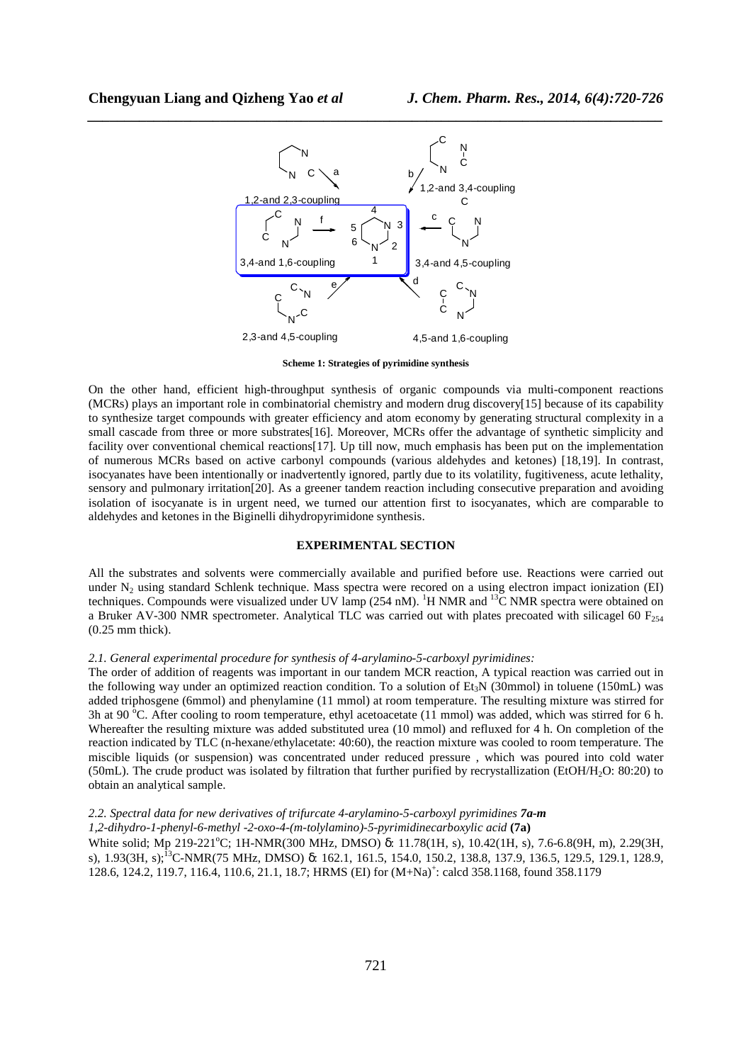**Scheme 1: Strategies of pyrimidine synthesis**

On the other hand, efficient high-throughput synthesis of organic compounds via multi-component reactions (MCRs) plays an important role in combinatorial chemistry and modern drug discovery[15] because of its capability to synthesize target compounds with greater efficiency and atom economy by generating structural complexity in a small cascade from three or more substrates[16]. Moreover, MCRs offer the advantage of synthetic simplicity and facility over conventional chemical reactions[17]. Up till now, much emphasis has been put on the implementation of numerous MCRs based on active carbonyl compounds (various aldehydes and ketones) [18,19]. In contrast, isocyanates have been intentionally or inadvertently ignored, partly due to its volatility, fugitiveness, acute lethality, sensory and pulmonary irritation[20]. As a greener tandem reaction including consecutive preparation and avoiding isolation of isocyanate is in urgent need, we turned our attention first to isocyanates, which are comparable to aldehydes and ketones in the Biginelli dihydropyrimidone synthesis.

## EXPERIMENTAL SECTION

All the substrates and solvents were commercially available and purified before use. Reactions were carried out under $N_2$ using standard Schlenk technique. Mass spectra were recored on a using electron impact ionization (EI) techniques. Compounds were visualized under UV lamp (254 nM). $^1$H NMR and $^{13}$C NMR spectra were obtained on a Bruker AV-300 NMR spectrometer. Analytical TLC was carried out with plates precoated with silicagel 60 $F_{254}$ (0.25 mm thick).

### *2.1. General experimental procedure for synthesis of 4-arylamino-5-carboxyl pyrimidines:*

The order of addition of reagents was important in our tandem MCR reaction, A typical reaction was carried out in the following way under an optimized reaction condition. To a solution of $Et_3N$ (30mmol) in toluene (150mL) was added triphosgene (6mmol) and phenylamine (11 mmol) at room temperature. The resulting mixture was stirred for 3h at 90 °C. After cooling to room temperature, ethyl acetoacetate (11 mmol) was added, which was stirred for 6 h. Whereafter the resulting mixture was added substituted urea (10 mmol) and refluxed for 4 h. On completion of the reaction indicated by TLC (n-hexane/ethylacetate: 40:60), the reaction mixture was cooled to room temperature. The miscible liquids (or suspension) was concentrated under reduced pressure , which was poured into cold water (50mL). The crude product was isolated by filtration that further purified by recrystallization (EtOH/$H_2O$: 80:20) to obtain an analytical sample.

### *2.2. Spectral data for new derivatives of trifurcate 4-arylamino-5-carboxyl pyrimidines **7a-m***

*1,2-dihydro-1-phenyl-6-methyl -2-oxo-4-(m-tolylamino)-5-pyrimidinecarboxylic acid* **(7a)**

White solid; Mp 219-221°C; 1H-NMR(300 MHz, DMSO) δ: 11.78(1H, s), 10.42(1H, s), 7.6-6.8(9H, m), 2.29(3H, s), 1.93(3H, s); $^{13}$C-NMR(75 MHz, DMSO) δ: 162.1, 161.5, 154.0, 150.2, 138.8, 137.9, 136.5, 129.5, 129.1, 128.9, 128.6, 124.2, 119.7, 116.4, 110.6, 21.1, 18.7; HRMS (EI) for $(M+Na)^+$: calcd 358.1168, found 358.1179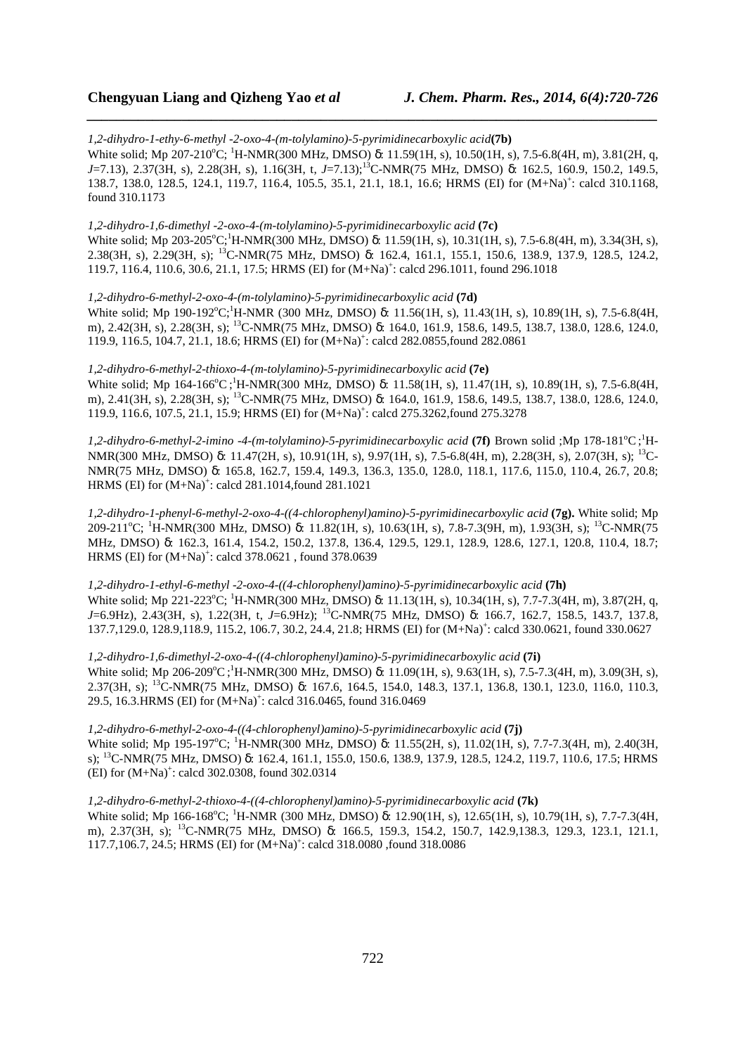*1,2-dihydro-1-ethy-6-methyl -2-oxo-4-(m-tolylamino)-5-pyrimidinecarboxylic acid* **(7b)**
White solid; Mp 207-210°C; $^1$H-NMR(300 MHz, DMSO) δ: 11.59(1H, s), 10.50(1H, s), 7.5-6.8(4H, m), 3.81(2H, q, *J*=7.13), 2.37(3H, s), 2.28(3H, s), 1.16(3H, t, *J*=7.13);$^{13}$C-NMR(75 MHz, DMSO) δ: 162.5, 160.9, 150.2, 149.5, 138.7, 138.0, 128.5, 124.1, 119.7, 116.4, 105.5, 35.1, 21.1, 18.1, 16.6; HRMS (EI) for $(M+Na)^+$: calcd 310.1168, found 310.1173

*1,2-dihydro-1,6-dimethyl -2-oxo-4-(m-tolylamino)-5-pyrimidinecarboxylic acid* **(7c)**
White solid; Mp 203-205°C;$^1$H-NMR(300 MHz, DMSO) δ: 11.59(1H, s), 10.31(1H, s), 7.5-6.8(4H, m), 3.34(3H, s), 2.38(3H, s), 2.29(3H, s); $^{13}$C-NMR(75 MHz, DMSO) δ: 162.4, 161.1, 155.1, 150.6, 138.9, 137.9, 128.5, 124.2, 119.7, 116.4, 110.6, 30.6, 21.1, 17.5; HRMS (EI) for $(M+Na)^+$: calcd 296.1011, found 296.1018

*1,2-dihydro-6-methyl-2-oxo-4-(m-tolylamino)-5-pyrimidinecarboxylic acid* **(7d)**
White solid; Mp 190-192°C;$^1$H-NMR (300 MHz, DMSO) δ: 11.56(1H, s), 11.43(1H, s), 10.89(1H, s), 7.5-6.8(4H, m), 2.42(3H, s), 2.28(3H, s); $^{13}$C-NMR(75 MHz, DMSO) δ: 164.0, 161.9, 158.6, 149.5, 138.7, 138.0, 128.6, 124.0, 119.9, 116.5, 104.7, 21.1, 18.6; HRMS (EI) for $(M+Na)^+$: calcd 282.0855,found 282.0861

*1,2-dihydro-6-methyl-2-thioxo-4-(m-tolylamino)-5-pyrimidinecarboxylic acid* **(7e)**
White solid; Mp 164-166°C ;$^1$H-NMR(300 MHz, DMSO) δ: 11.58(1H, s), 11.47(1H, s), 10.89(1H, s), 7.5-6.8(4H, m), 2.41(3H, s), 2.28(3H, s); $^{13}$C-NMR(75 MHz, DMSO) δ: 164.0, 161.9, 158.6, 149.5, 138.7, 138.0, 128.6, 124.0, 119.9, 116.6, 107.5, 21.1, 15.9; HRMS (EI) for $(M+Na)^+$: calcd 275.3262,found 275.3278

*1,2-dihydro-6-methyl-2-imino -4-(m-tolylamino)-5-pyrimidinecarboxylic acid* **(7f)** Brown solid ;Mp 178-181°C ;$^1$H-NMR(300 MHz, DMSO) δ: 11.47(2H, s), 10.91(1H, s), 9.97(1H, s), 7.5-6.8(4H, m), 2.28(3H, s), 2.07(3H, s); $^{13}$C-NMR(75 MHz, DMSO) δ: 165.8, 162.7, 159.4, 149.3, 136.3, 135.0, 128.0, 118.1, 117.6, 115.0, 110.4, 26.7, 20.8; HRMS (EI) for $(M+Na)^+$: calcd 281.1014,found 281.1021

*1,2-dihydro-1-phenyl-6-methyl-2-oxo-4-((4-chlorophenyl)amino)-5-pyrimidinecarboxylic acid* **(7g).** White solid; Mp 209-211°C; $^1$H-NMR(300 MHz, DMSO) δ: 11.82(1H, s), 10.63(1H, s), 7.8-7.3(9H, m), 1.93(3H, s); $^{13}$C-NMR(75 MHz, DMSO) δ: 162.3, 161.4, 154.2, 150.2, 137.8, 136.4, 129.5, 129.1, 128.9, 128.6, 127.1, 120.8, 110.4, 18.7; HRMS (EI) for $(M+Na)^+$: calcd 378.0621 , found 378.0639

*1,2-dihydro-1-ethyl-6-methyl -2-oxo-4-((4-chlorophenyl)amino)-5-pyrimidinecarboxylic acid* **(7h)**
White solid; Mp 221-223°C; $^1$H-NMR(300 MHz, DMSO) δ: 11.13(1H, s), 10.34(1H, s), 7.7-7.3(4H, m), 3.87(2H, q, *J*=6.9Hz), 2.43(3H, s), 1.22(3H, t, *J*=6.9Hz); $^{13}$C-NMR(75 MHz, DMSO) δ: 166.7, 162.7, 158.5, 143.7, 137.8, 137.7,129.0, 128.9,118.9, 115.2, 106.7, 30.2, 24.4, 21.8; HRMS (EI) for $(M+Na)^+$: calcd 330.0621, found 330.0627

*1,2-dihydro-1,6-dimethyl-2-oxo-4-((4-chlorophenyl)amino)-5-pyrimidinecarboxylic acid* **(7i)**
White solid; Mp 206-209°C ;$^1$H-NMR(300 MHz, DMSO) δ: 11.09(1H, s), 9.63(1H, s), 7.5-7.3(4H, m), 3.09(3H, s), 2.37(3H, s); $^{13}$C-NMR(75 MHz, DMSO) δ: 167.6, 164.5, 154.0, 148.3, 137.1, 136.8, 130.1, 123.0, 116.0, 110.3, 29.5, 16.3.HRMS (EI) for $(M+Na)^+$: calcd 316.0465, found 316.0469

*1,2-dihydro-6-methyl-2-oxo-4-((4-chlorophenyl)amino)-5-pyrimidinecarboxylic acid* **(7j)**
White solid; Mp 195-197°C; $^1$H-NMR(300 MHz, DMSO) δ: 11.55(2H, s), 11.02(1H, s), 7.7-7.3(4H, m), 2.40(3H, s); $^{13}$C-NMR(75 MHz, DMSO) δ: 162.4, 161.1, 155.0, 150.6, 138.9, 137.9, 128.5, 124.2, 119.7, 110.6, 17.5; HRMS (EI) for $(M+Na)^+$: calcd 302.0308, found 302.0314

*1,2-dihydro-6-methyl-2-thioxo-4-((4-chlorophenyl)amino)-5-pyrimidinecarboxylic acid* **(7k)**
White solid; Mp 166-168°C; $^1$H-NMR (300 MHz, DMSO) δ: 12.90(1H, s), 12.65(1H, s), 10.79(1H, s), 7.7-7.3(4H, m), 2.37(3H, s); $^{13}$C-NMR(75 MHz, DMSO) δ: 166.5, 159.3, 154.2, 150.7, 142.9,138.3, 129.3, 123.1, 121.1, 117.7,106.7, 24.5; HRMS (EI) for $(M+Na)^+$: calcd 318.0080 ,found 318.0086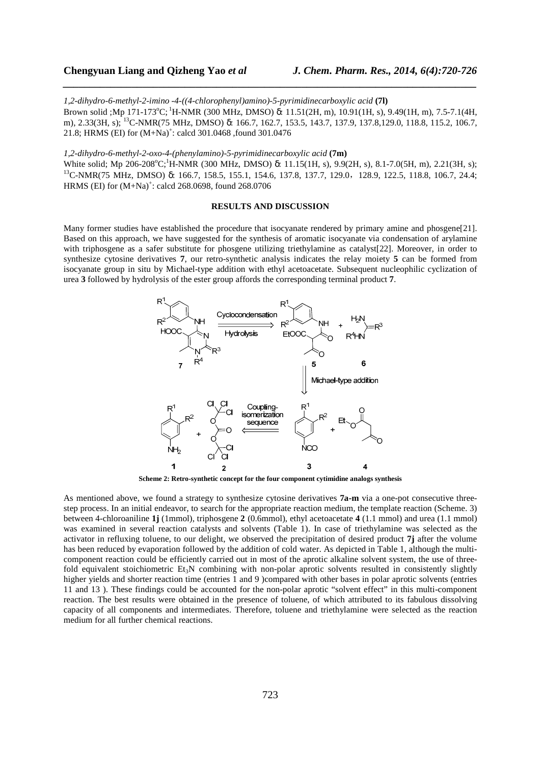*1,2-dihydro-6-methyl-2-imino -4-((4-chlorophenyl)amino)-5-pyrimidinecarboxylic acid* **(7l)**

Brown solid ;Mp 171-173$^{o}$C; $^{1}$H-NMR (300 MHz, DMSO) δ: 11.51(2H, m), 10.91(1H, s), 9.49(1H, m), 7.5-7.1(4H, m), 2.33(3H, s); $^{13}$C-NMR(75 MHz, DMSO) δ: 166.7, 162.7, 153.5, 143.7, 137.9, 137.8,129.0, 118.8, 115.2, 106.7, 21.8; HRMS (EI) for $(M+Na)^{+}$: calcd 301.0468 ,found 301.0476

*1,2-dihydro-6-methyl-2-oxo-4-(phenylamino)-5-pyrimidinecarboxylic acid* **(7m)**

White solid; Mp 206-208$^{o}$C;$^{1}$H-NMR (300 MHz, DMSO) δ: 11.15(1H, s), 9.9(2H, s), 8.1-7.0(5H, m), 2.21(3H, s); $^{13}$C-NMR(75 MHz, DMSO) δ: 166.7, 158.5, 155.1, 154.6, 137.8, 137.7, 129.0， 128.9, 122.5, 118.8, 106.7, 24.4; HRMS (EI) for $(M+Na)^{+}$: calcd 268.0698, found 268.0706

## RESULTS AND DISCUSSION

Many former studies have established the procedure that isocyanate rendered by primary amine and phosgene[21]. Based on this approach, we have suggested for the synthesis of aromatic isocyanate via condensation of arylamine with triphosgene as a safer substitute for phosgene utilizing triethylamine as catalyst[22]. Moreover, in order to synthesize cytosine derivatives **7**, our retro-synthetic analysis indicates the relay moiety **5** can be formed from isocyanate group in situ by Michael-type addition with ethyl acetoacetate. Subsequent nucleophilic cyclization of urea **3** followed by hydrolysis of the ester group affords the corresponding terminal product **7**.

**Scheme 2: Retro-synthetic concept for the four component cytimidine analogs synthesis**

As mentioned above, we found a strategy to synthesize cytosine derivatives **7a-m** via a one-pot consecutive three-step process. In an initial endeavor, to search for the appropriate reaction medium, the template reaction (Scheme. 3) between 4-chloroaniline **1j** (1mmol), triphosgene **2** (0.6mmol), ethyl acetoacetate **4** (1.1 mmol) and urea (1.1 mmol) was examined in several reaction catalysts and solvents (Table 1). In case of triethylamine was selected as the activator in refluxing toluene, to our delight, we observed the precipitation of desired product **7j** after the volume has been reduced by evaporation followed by the addition of cold water. As depicted in Table 1, although the multi-component reaction could be efficiently carried out in most of the aprotic alkaline solvent system, the use of three-fold equivalent stoichiometric $Et_3N$ combining with non-polar aprotic solvents resulted in consistently slightly higher yields and shorter reaction time (entries 1 and 9 )compared with other bases in polar aprotic solvents (entries 11 and 13 ). These findings could be accounted for the non-polar aprotic "solvent effect" in this multi-component reaction. The best results were obtained in the presence of toluene, of which attributed to its fabulous dissolving capacity of all components and intermediates. Therefore, toluene and triethylamine were selected as the reaction medium for all further chemical reactions.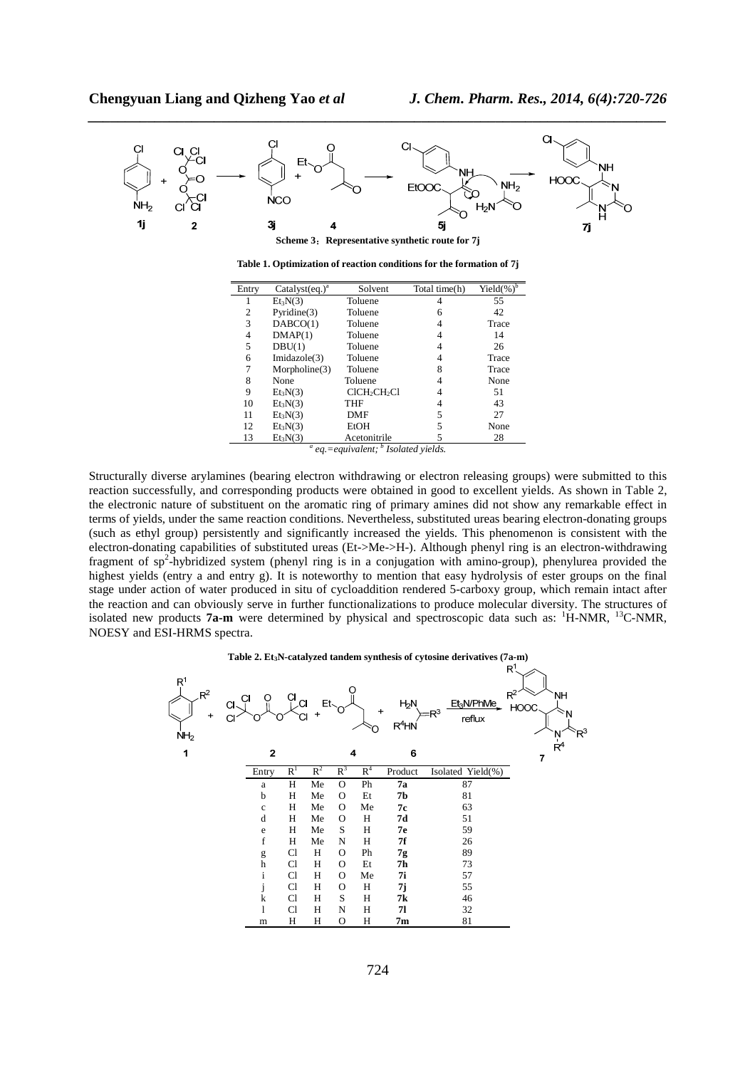**Scheme 3：Representative synthetic route for 7j**

**Table 1. Optimization of reaction conditions for the formation of 7j**

| Entry | Catalyst(eq.)[a] | Solvent | Total time(h) | Yield(%)[b] |
|---|---|---|---|---|
| 1 | $Et_3N$(3) | Toluene | 4 | 55 |
| 2 | Pyridine(3) | Toluene | 6 | 42 |
| 3 | DABCO(1) | Toluene | 4 | Trace |
| 4 | DMAP(1) | Toluene | 4 | 14 |
| 5 | DBU(1) | Toluene | 4 | 26 |
| 6 | Imidazole(3) | Toluene | 4 | Trace |
| 7 | Morpholine(3) | Toluene | 8 | Trace |
| 8 | None | Toluene | 4 | None |
| 9 | $Et_3N$(3) | $ClCH_2CH_2Cl$ | 4 | 51 |
| 10 | $Et_3N$(3) | THF | 4 | 43 |
| 11 | $Et_3N$(3) | DMF | 5 | 27 |
| 12 | $Et_3N$(3) | EtOH | 5 | None |
| 13 | $Et_3N$(3) | Acetonitrile | 5 | 28 |

*[a] eq.=equivalent; [b] Isolated yields.*

Structurally diverse arylamines (bearing electron withdrawing or electron releasing groups) were submitted to this reaction successfully, and corresponding products were obtained in good to excellent yields. As shown in Table 2, the electronic nature of substituent on the aromatic ring of primary amines did not show any remarkable effect in terms of yields, under the same reaction conditions. Nevertheless, substituted ureas bearing electron-donating groups (such as ethyl group) persistently and significantly increased the yields. This phenomenon is consistent with the electron-donating capabilities of substituted ureas (Et->Me->H-). Although phenyl ring is an electron-withdrawing fragment of $sp^2$-hybridized system (phenyl ring is in a conjugation with amino-group), phenylurea provided the highest yields (entry a and entry g). It is noteworthy to mention that easy hydrolysis of ester groups on the final stage under action of water produced in situ of cycloaddition rendered 5-carboxy group, which remain intact after the reaction and can obviously serve in further functionalizations to produce molecular diversity. The structures of isolated new products **7a-m** were determined by physical and spectroscopic data such as: $^1$H-NMR, $^{13}$C-NMR, NOESY and ESI-HRMS spectra.

**Table 2. $Et_3N$-catalyzed tandem synthesis of cytosine derivatives (7a-m)**

| Entry | $R^1$ | $R^2$ | $R^3$ | $R^4$ | Product | Isolated Yield(%) |
|---|---|---|---|---|---|---|
| a | H | Me | O | Ph | **7a** | 87 |
| b | H | Me | O | Et | **7b** | 81 |
| c | H | Me | O | Me | **7c** | 63 |
| d | H | Me | O | H | **7d** | 51 |
| e | H | Me | S | H | **7e** | 59 |
| f | H | Me | N | H | **7f** | 26 |
| g | Cl | H | O | Ph | **7g** | 89 |
| h | Cl | H | O | Et | **7h** | 73 |
| i | Cl | H | O | Me | **7i** | 57 |
| j | Cl | H | O | H | **7j** | 55 |
| k | Cl | H | S | H | **7k** | 46 |
| l | Cl | H | N | H | **7l** | 32 |
| m | H | H | O | H | **7m** | 81 |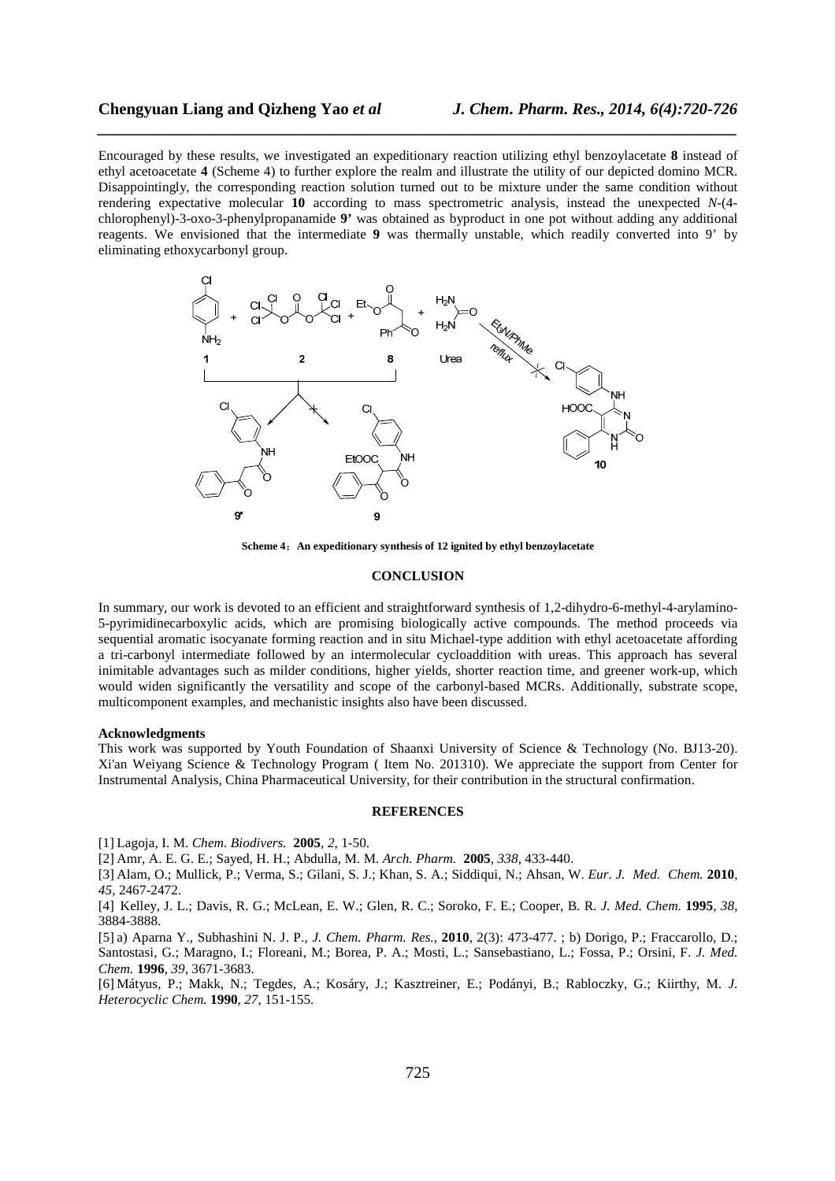Encouraged by these results, we investigated an expeditionary reaction utilizing ethyl benzoylacetate **8** instead of ethyl acetoacetate **4** (Scheme 4) to further explore the realm and illustrate the utility of our depicted domino MCR. Disappointingly, the corresponding reaction solution turned out to be mixture under the same condition without rendering expectative molecular **10** according to mass spectrometric analysis, instead the unexpected *N*-(4-chlorophenyl)-3-oxo-3-phenylpropanamide **9'** was obtained as byproduct in one pot without adding any additional reagents. We envisioned that the intermediate **9** was thermally unstable, which readily converted into 9' by eliminating ethoxycarbonyl group.

**Scheme 4：An expeditionary synthesis of 12 ignited by ethyl benzoylacetate**

## CONCLUSION

In summary, our work is devoted to an efficient and straightforward synthesis of 1,2-dihydro-6-methyl-4-arylamino-5-pyrimidinecarboxylic acids, which are promising biologically active compounds. The method proceeds via sequential aromatic isocyanate forming reaction and in situ Michael-type addition with ethyl acetoacetate affording a tri-carbonyl intermediate followed by an intermolecular cycloaddition with ureas. This approach has several inimitable advantages such as milder conditions, higher yields, shorter reaction time, and greener work-up, which would widen significantly the versatility and scope of the carbonyl-based MCRs. Additionally, substrate scope, multicomponent examples, and mechanistic insights also have been discussed.

### Acknowledgments

This work was supported by Youth Foundation of Shaanxi University of Science & Technology (No. BJ13-20). Xi'an Weiyang Science & Technology Program ( Item No. 201310). We appreciate the support from Center for Instrumental Analysis, China Pharmaceutical University, for their contribution in the structural confirmation.

## REFERENCES

[1] Lagoja, I. M. *Chem. Biodivers.* **2005**, *2*, 1-50.

[2] Amr, A. E. G. E.; Sayed, H. H.; Abdulla, M. M. *Arch. Pharm.* **2005**, *338*, 433-440.

[3] Alam, O.; Mullick, P.; Verma, S.; Gilani, S. J.; Khan, S. A.; Siddiqui, N.; Ahsan, W. *Eur. J. Med. Chem.* **2010**, *45*, 2467-2472.

[4] Kelley, J. L.; Davis, R. G.; McLean, E. W.; Glen, R. C.; Soroko, F. E.; Cooper, B. R. *J. Med. Chem.* **1995**, *38*, 3884-3888.

[5] a) Aparna Y., Subhashini N. J. P., *J. Chem. Pharm. Res.*, **2010**, 2(3): 473-477. ; b) Dorigo, P.; Fraccarollo, D.; Santostasi, G.; Maragno, I.; Floreani, M.; Borea, P. A.; Mosti, L.; Sansebastiano, L.; Fossa, P.; Orsini, F. *J. Med. Chem.* **1996**, *39*, 3671-3683.

[6] Mátyus, P.; Makk, N.; Tegdes, A.; Kosáry, J.; Kasztreiner, E.; Podányi, B.; Rabloczky, G.; Kiirthy, M. *J. Heterocyclic Chem.* **1990**, *27*, 151-155.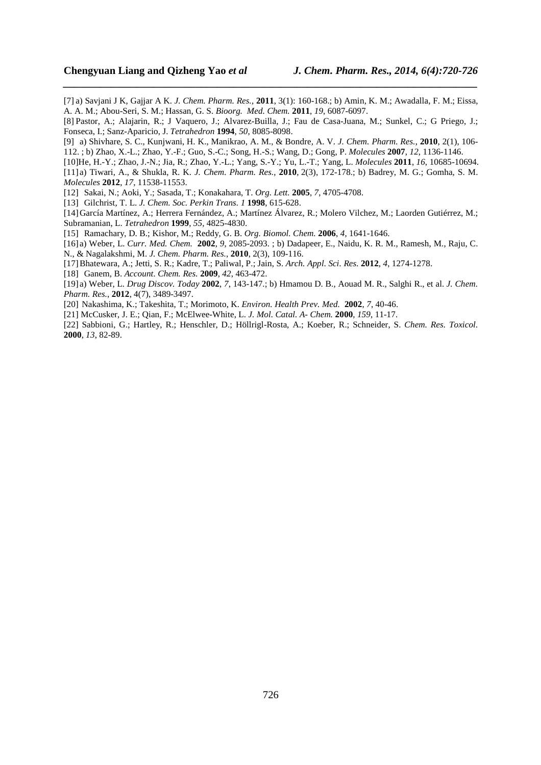[7] a) Savjani J K, Gajjar A K. *J. Chem. Pharm. Res.*, **2011**, 3(1): 160-168.; b) Amin, K. M.; Awadalla, F. M.; Eissa, A. A. M.; Abou-Seri, S. M.; Hassan, G. S. *Bioorg. Med. Chem.* **2011**, *19*, 6087-6097.

[8] Pastor, A.; Alajarin, R.; J Vaquero, J.; Alvarez-Builla, J.; Fau de Casa-Juana, M.; Sunkel, C.; G Priego, J.; Fonseca, I.; Sanz-Aparicio, J. *Tetrahedron* **1994**, *50*, 8085-8098.

[9] a) Shivhare, S. C., Kunjwani, H. K., Manikrao, A. M., & Bondre, A. V. *J. Chem. Pharm. Res.*, **2010**, 2(1), 106-112. ; b) Zhao, X.-L.; Zhao, Y.-F.; Guo, S.-C.; Song, H.-S.; Wang, D.; Gong, P. *Molecules* **2007**, *12*, 1136-1146.

[10] He, H.-Y.; Zhao, J.-N.; Jia, R.; Zhao, Y.-L.; Yang, S.-Y.; Yu, L.-T.; Yang, L. *Molecules* **2011**, *16*, 10685-10694.

[11] a) Tiwari, A., & Shukla, R. K. *J. Chem. Pharm. Res.*, **2010**, 2(3), 172-178.; b) Badrey, M. G.; Gomha, S. M. *Molecules* **2012**, *17*, 11538-11553.

[12] Sakai, N.; Aoki, Y.; Sasada, T.; Konakahara, T. *Org. Lett.* **2005**, *7*, 4705-4708.

[13] Gilchrist, T. L. *J. Chem. Soc. Perkin Trans. 1* **1998**, 615-628.

[14] García Martínez, A.; Herrera Fernández, A.; Martínez Álvarez, R.; Molero Vilchez, M.; Laorden Gutiérrez, M.; Subramanian, L. *Tetrahedron* **1999**, *55*, 4825-4830.

[15] Ramachary, D. B.; Kishor, M.; Reddy, G. B. *Org. Biomol. Chem.* **2006**, *4*, 1641-1646.

[16] a) Weber, L. *Curr. Med. Chem.* **2002**, *9*, 2085-2093. ; b) Dadapeer, E., Naidu, K. R. M., Ramesh, M., Raju, C. N., & Nagalakshmi, M. *J. Chem. Pharm. Res.*, **2010**, 2(3), 109-116.

[17] Bhatewara, A.; Jetti, S. R.; Kadre, T.; Paliwal, P.; Jain, S. *Arch. Appl. Sci. Res.* **2012**, *4*, 1274-1278.

[18] Ganem, B. *Account. Chem. Res.* **2009**, *42*, 463-472.

[19] a) Weber, L. *Drug Discov. Today* **2002**, *7*, 143-147.; b) Hmamou D. B., Aouad M. R., Salghi R., et al. *J. Chem. Pharm. Res.*, **2012**, 4(7), 3489-3497.

[20] Nakashima, K.; Takeshita, T.; Morimoto, K. *Environ. Health Prev. Med.* **2002**, *7*, 40-46.

[21] McCusker, J. E.; Qian, F.; McElwee-White, L. *J. Mol. Catal. A- Chem.* **2000**, *159*, 11-17.

[22] Sabbioni, G.; Hartley, R.; Henschler, D.; Höllrigl-Rosta, A.; Koeber, R.; Schneider, S. *Chem. Res. Toxicol.* **2000**, *13*, 82-89.